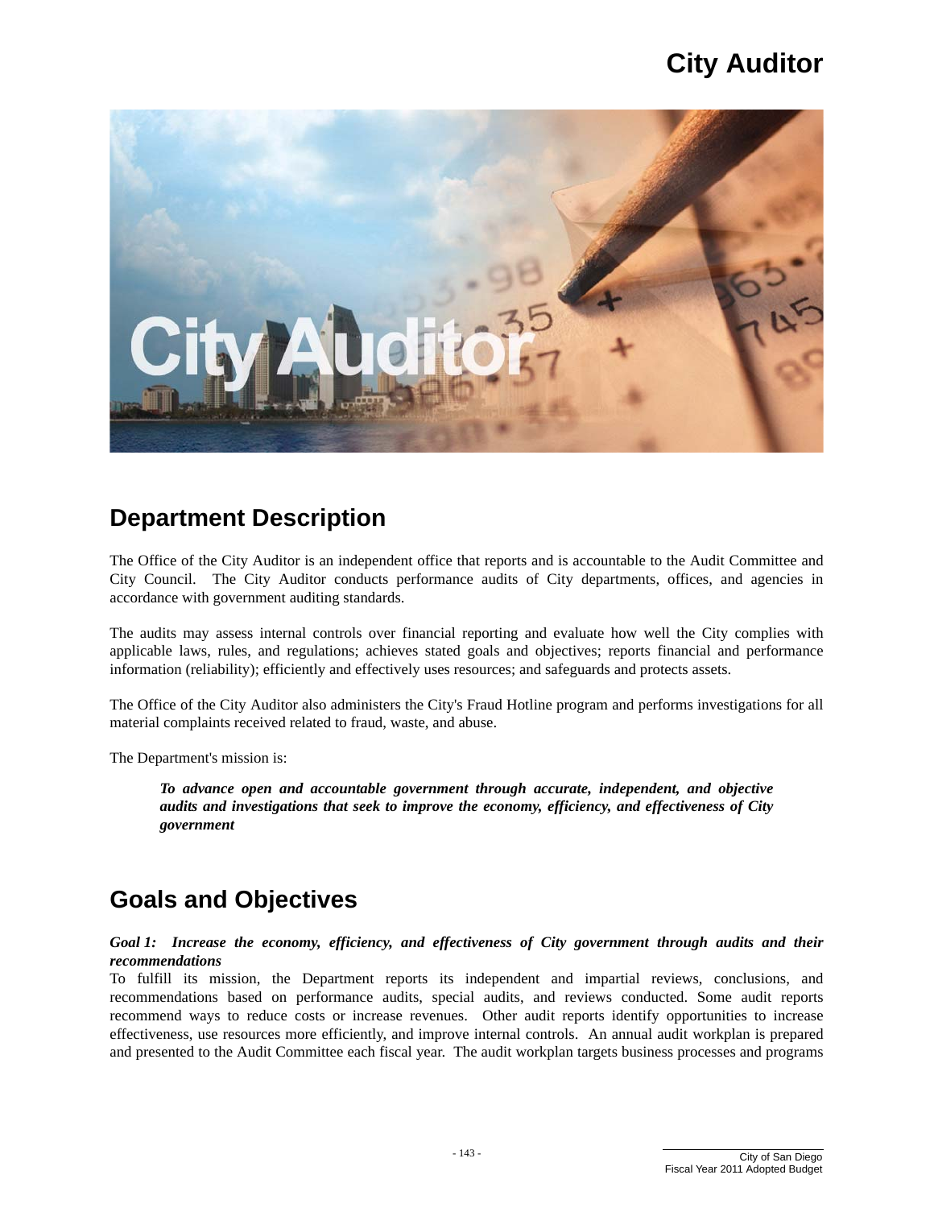# City Auditor

## Department Description

The Office of the City Auditor is an independent office that reports and is accountable to the Audit Committee and City Council. The City Auditor conducts performance audits of City departments, offices, and agencies in accordance with government auditing standards.

The audits may assess internal controls over financial reporting and evaluate how well the City complies with applicable laws, rules, and regulations; achieves stated goals and objectives; reports financial and performance information (reliability); efficiently and effectively uses resources; and safeguards and protects assets.

The Office of the City Auditor also administers the City's Fraud Hotline program and performs investigations for all material complaints received related to fraud, waste, and abuse.

The Department's mission is:

> ***To advance open and accountable government through accurate, independent, and objective audits and investigations that seek to improve the economy, efficiency, and effectiveness of City government***

## Goals and Objectives

***Goal 1: Increase the economy, efficiency, and effectiveness of City government through audits and their recommendations***

To fulfill its mission, the Department reports its independent and impartial reviews, conclusions, and recommendations based on performance audits, special audits, and reviews conducted. Some audit reports recommend ways to reduce costs or increase revenues. Other audit reports identify opportunities to increase effectiveness, use resources more efficiently, and improve internal controls. An annual audit workplan is prepared and presented to the Audit Committee each fiscal year. The audit workplan targets business processes and programs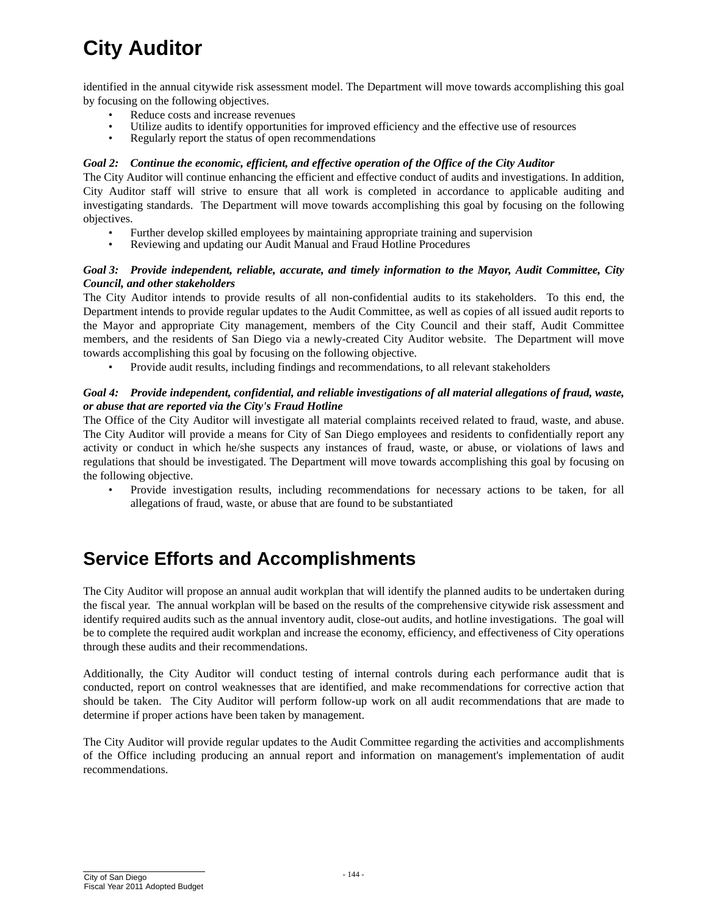# City Auditor

identified in the annual citywide risk assessment model. The Department will move towards accomplishing this goal by focusing on the following objectives.

- Reduce costs and increase revenues
- Utilize audits to identify opportunities for improved efficiency and the effective use of resources
- Regularly report the status of open recommendations

***Goal 2: Continue the economic, efficient, and effective operation of the Office of the City Auditor***

The City Auditor will continue enhancing the efficient and effective conduct of audits and investigations. In addition, City Auditor staff will strive to ensure that all work is completed in accordance to applicable auditing and investigating standards. The Department will move towards accomplishing this goal by focusing on the following objectives.

- Further develop skilled employees by maintaining appropriate training and supervision
- Reviewing and updating our Audit Manual and Fraud Hotline Procedures

***Goal 3: Provide independent, reliable, accurate, and timely information to the Mayor, Audit Committee, City Council, and other stakeholders***

The City Auditor intends to provide results of all non-confidential audits to its stakeholders. To this end, the Department intends to provide regular updates to the Audit Committee, as well as copies of all issued audit reports to the Mayor and appropriate City management, members of the City Council and their staff, Audit Committee members, and the residents of San Diego via a newly-created City Auditor website. The Department will move towards accomplishing this goal by focusing on the following objective.

- Provide audit results, including findings and recommendations, to all relevant stakeholders

***Goal 4: Provide independent, confidential, and reliable investigations of all material allegations of fraud, waste, or abuse that are reported via the City's Fraud Hotline***

The Office of the City Auditor will investigate all material complaints received related to fraud, waste, and abuse. The City Auditor will provide a means for City of San Diego employees and residents to confidentially report any activity or conduct in which he/she suspects any instances of fraud, waste, or abuse, or violations of laws and regulations that should be investigated. The Department will move towards accomplishing this goal by focusing on the following objective.

- Provide investigation results, including recommendations for necessary actions to be taken, for all allegations of fraud, waste, or abuse that are found to be substantiated

## Service Efforts and Accomplishments

The City Auditor will propose an annual audit workplan that will identify the planned audits to be undertaken during the fiscal year. The annual workplan will be based on the results of the comprehensive citywide risk assessment and identify required audits such as the annual inventory audit, close-out audits, and hotline investigations. The goal will be to complete the required audit workplan and increase the economy, efficiency, and effectiveness of City operations through these audits and their recommendations.

Additionally, the City Auditor will conduct testing of internal controls during each performance audit that is conducted, report on control weaknesses that are identified, and make recommendations for corrective action that should be taken. The City Auditor will perform follow-up work on all audit recommendations that are made to determine if proper actions have been taken by management.

The City Auditor will provide regular updates to the Audit Committee regarding the activities and accomplishments of the Office including producing an annual report and information on management's implementation of audit recommendations.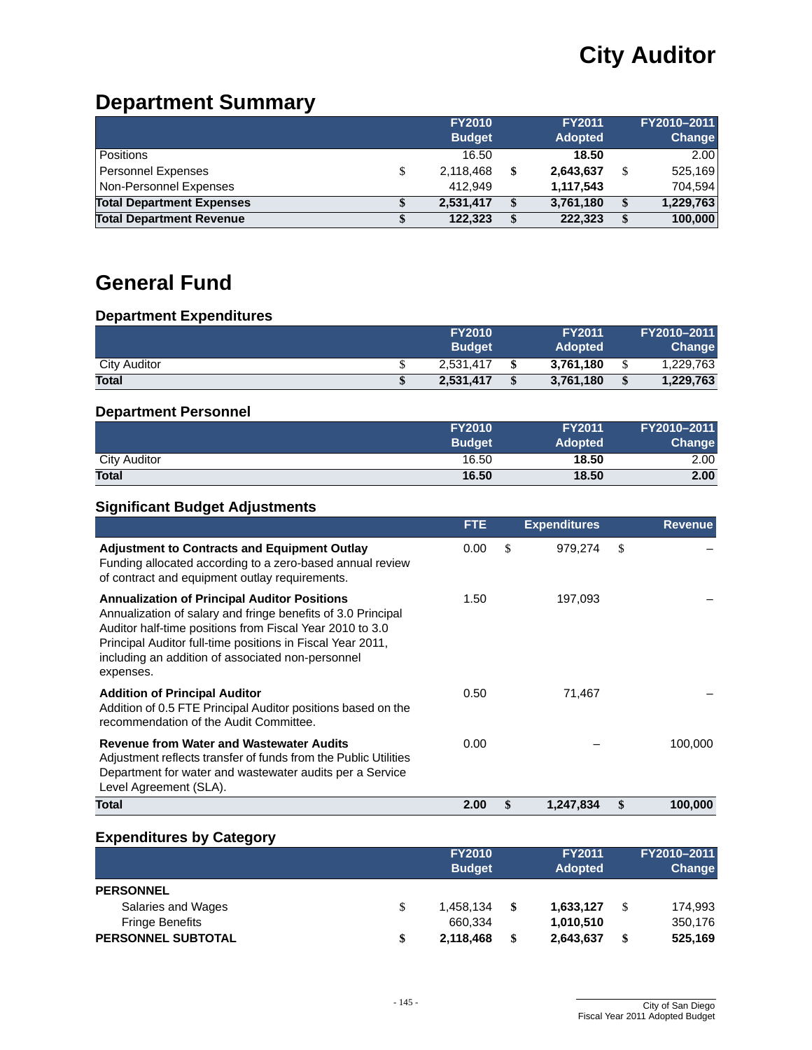# City Auditor

## Department Summary

| | | FY2010 Budget | | FY2011 Adopted | | FY2010–2011 Change |
|---|---|---|---|---|---|---|
| Positions | | 16.50 | | **18.50** | | 2.00 |
| Personnel Expenses | $ | 2,118,468 | $ | **2,643,637** | $ | 525,169 |
| Non-Personnel Expenses | | 412,949 | | **1,117,543** | | 704,594 |
| **Total Department Expenses** | **$** | **2,531,417** | **$** | **3,761,180** | **$** | **1,229,763** |
| **Total Department Revenue** | **$** | **122,323** | **$** | **222,323** | **$** | **100,000** |

# General Fund

### Department Expenditures

| | | FY2010 Budget | | FY2011 Adopted | | FY2010–2011 Change |
|---|---|---|---|---|---|---|
| City Auditor | $ | 2,531,417 | $ | **3,761,180** | $ | 1,229,763 |
| **Total** | **$** | **2,531,417** | **$** | **3,761,180** | **$** | **1,229,763** |

### Department Personnel

| | FY2010 Budget | FY2011 Adopted | FY2010–2011 Change |
|---|---|---|---|
| City Auditor | 16.50 | **18.50** | 2.00 |
| **Total** | **16.50** | **18.50** | **2.00** |

### Significant Budget Adjustments

| | FTE | | Expenditures | | Revenue |
|---|---|---|---|---|---|
| **Adjustment to Contracts and Equipment Outlay**<br>Funding allocated according to a zero-based annual review of contract and equipment outlay requirements. | 0.00 | $ | 979,274 | $ | – |
| **Annualization of Principal Auditor Positions**<br>Annualization of salary and fringe benefits of 3.0 Principal Auditor half-time positions from Fiscal Year 2010 to 3.0 Principal Auditor full-time positions in Fiscal Year 2011, including an addition of associated non-personnel expenses. | 1.50 | | 197,093 | | – |
| **Addition of Principal Auditor**<br>Addition of 0.5 FTE Principal Auditor positions based on the recommendation of the Audit Committee. | 0.50 | | 71,467 | | – |
| **Revenue from Water and Wastewater Audits**<br>Adjustment reflects transfer of funds from the Public Utilities Department for water and wastewater audits per a Service Level Agreement (SLA). | 0.00 | | – | | 100,000 |
| **Total** | **2.00** | **$** | **1,247,834** | **$** | **100,000** |

### Expenditures by Category

| | | FY2010 Budget | | FY2011 Adopted | | FY2010–2011 Change |
|---|---|---|---|---|---|---|
| **PERSONNEL** | | | | | | |
| Salaries and Wages | $ | 1,458,134 | $ | **1,633,127** | $ | 174,993 |
| Fringe Benefits | | 660,334 | | **1,010,510** | | 350,176 |
| **PERSONNEL SUBTOTAL** | **$** | **2,118,468** | **$** | **2,643,637** | **$** | **525,169** |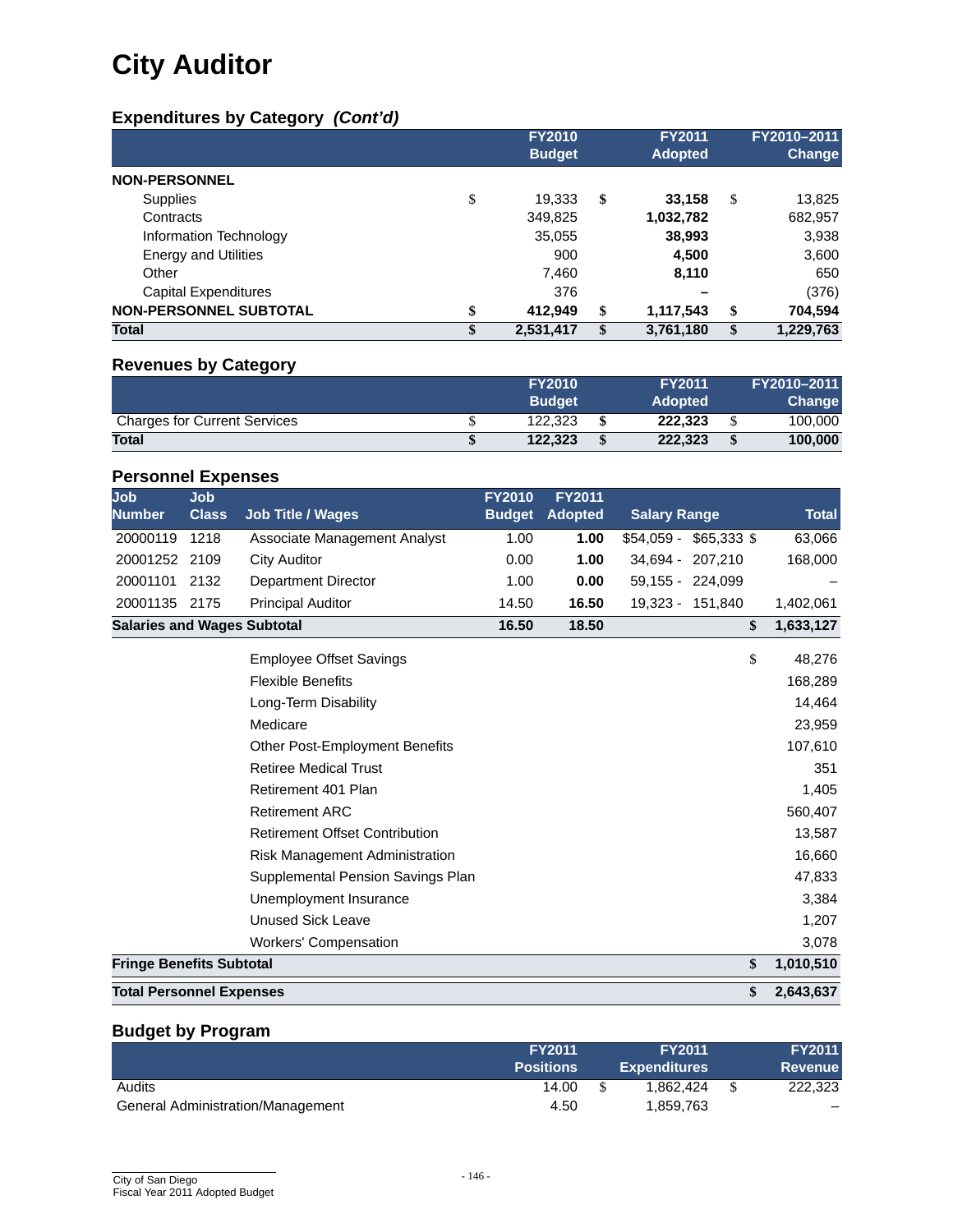# City Auditor

## Expenditures by Category *(Cont'd)*

| | FY2010 Budget | FY2011 Adopted | FY2010–2011 Change |
|---|---|---|---|
| **NON-PERSONNEL** | | | |
| Supplies | $ 19,333 | **$ 33,158** | $ 13,825 |
| Contracts | 349,825 | **1,032,782** | 682,957 |
| Information Technology | 35,055 | **38,993** | 3,938 |
| Energy and Utilities | 900 | **4,500** | 3,600 |
| Other | 7,460 | **8,110** | 650 |
| Capital Expenditures | 376 | **–** | (376) |
| **NON-PERSONNEL SUBTOTAL** | **$ 412,949** | **$ 1,117,543** | **$ 704,594** |
| **Total** | **$ 2,531,417** | **$ 3,761,180** | **$ 1,229,763** |

## Revenues by Category

| | FY2010 Budget | FY2011 Adopted | FY2010–2011 Change |
|---|---|---|---|
| Charges for Current Services | $ 122,323 | **$ 222,323** | $ 100,000 |
| **Total** | **$ 122,323** | **$ 222,323** | **$ 100,000** |

## Personnel Expenses

| Job Number | Job Class | Job Title / Wages | FY2010 Budget | FY2011 Adopted | Salary Range | Total |
|---|---|---|---|---|---|---|
| 20000119 | 1218 | Associate Management Analyst | 1.00 | **1.00** | $54,059 - $65,333 | $ 63,066 |
| 20001252 | 2109 | City Auditor | 0.00 | **1.00** | 34,694 - 207,210 | 168,000 |
| 20001101 | 2132 | Department Director | 1.00 | **0.00** | 59,155 - 224,099 | – |
| 20001135 | 2175 | Principal Auditor | 14.50 | **16.50** | 19,323 - 151,840 | 1,402,061 |
| **Salaries and Wages Subtotal** | | | **16.50** | **18.50** | | **$ 1,633,127** |
| | | Employee Offset Savings | | | | $ 48,276 |
| | | Flexible Benefits | | | | 168,289 |
| | | Long-Term Disability | | | | 14,464 |
| | | Medicare | | | | 23,959 |
| | | Other Post-Employment Benefits | | | | 107,610 |
| | | Retiree Medical Trust | | | | 351 |
| | | Retirement 401 Plan | | | | 1,405 |
| | | Retirement ARC | | | | 560,407 |
| | | Retirement Offset Contribution | | | | 13,587 |
| | | Risk Management Administration | | | | 16,660 |
| | | Supplemental Pension Savings Plan | | | | 47,833 |
| | | Unemployment Insurance | | | | 3,384 |
| | | Unused Sick Leave | | | | 1,207 |
| | | Workers' Compensation | | | | 3,078 |
| **Fringe Benefits Subtotal** | | | | | | **$ 1,010,510** |
| **Total Personnel Expenses** | | | | | | **$ 2,643,637** |

## Budget by Program

| | FY2011 Positions | FY2011 Expenditures | FY2011 Revenue |
|---|---|---|---|
| Audits | 14.00 | $ 1,862,424 | $ 222,323 |
| General Administration/Management | 4.50 | 1,859,763 | – |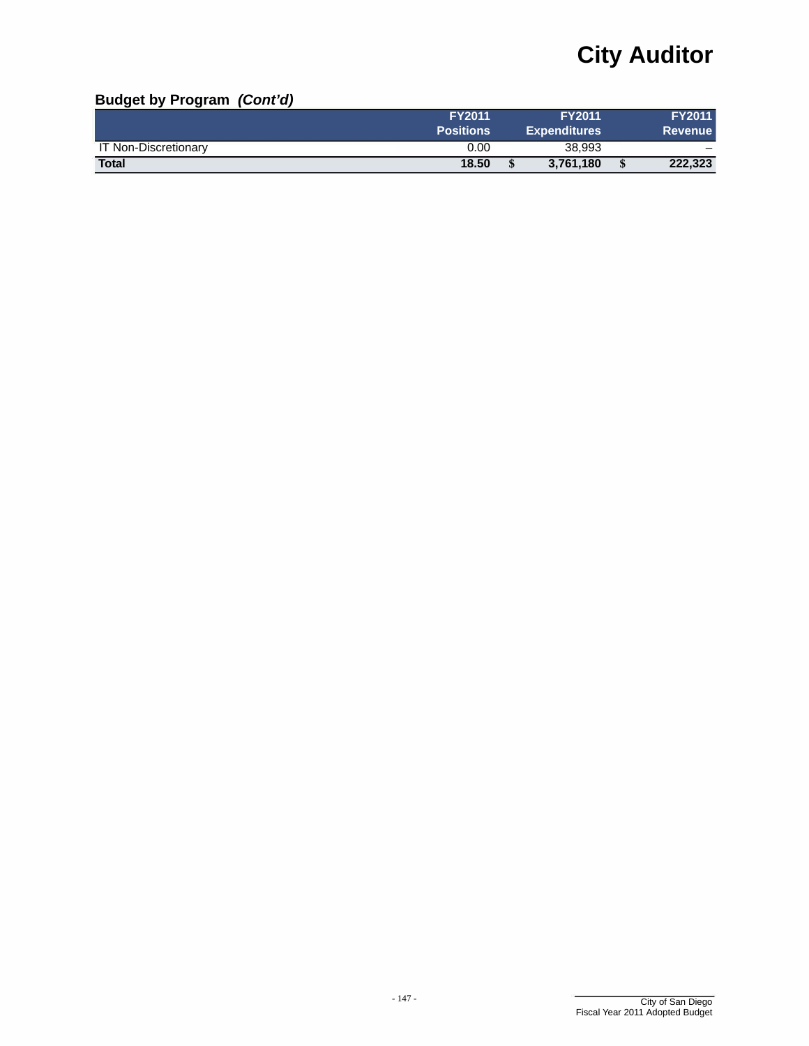## Budget by Program *(Cont'd)*

| | FY2011 Positions | FY2011 Expenditures | FY2011 Revenue |
|---|---|---|---|
| IT Non-Discretionary | 0.00 | 38,993 | – |
| **Total** | **18.50** | **$ 3,761,180** | **$ 222,323** |